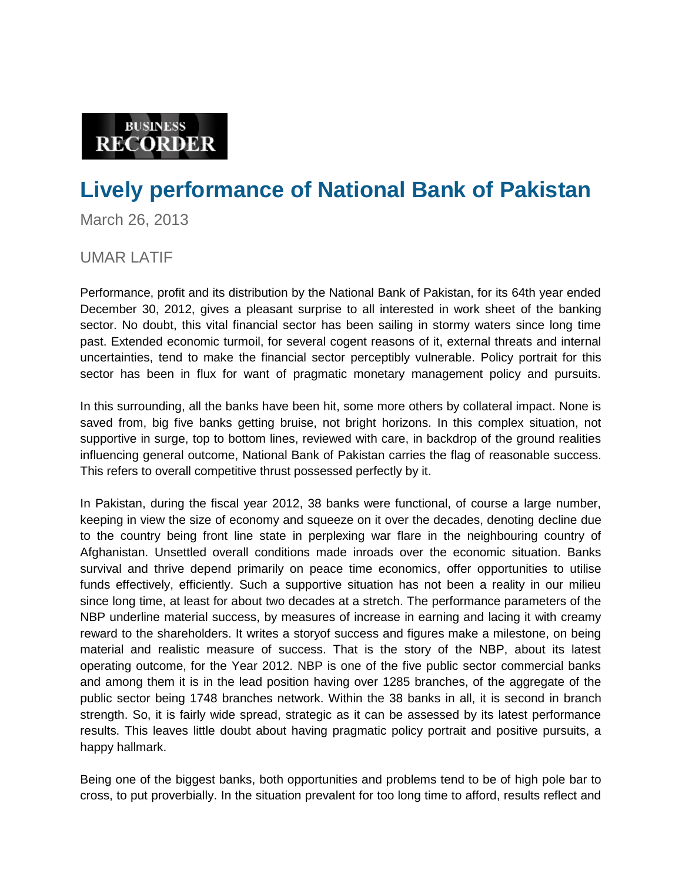BUSINESS RECORDER

# Lively performance of National Bank of Pakistan

March 26, 2013

UMAR LATIF

Performance, profit and its distribution by the National Bank of Pakistan, for its 64th year ended December 30, 2012, gives a pleasant surprise to all interested in work sheet of the banking sector. No doubt, this vital financial sector has been sailing in stormy waters since long time past. Extended economic turmoil, for several cogent reasons of it, external threats and internal uncertainties, tend to make the financial sector perceptibly vulnerable. Policy portrait for this sector has been in flux for want of pragmatic monetary management policy and pursuits.

In this surrounding, all the banks have been hit, some more others by collateral impact. None is saved from, big five banks getting bruise, not bright horizons. In this complex situation, not supportive in surge, top to bottom lines, reviewed with care, in backdrop of the ground realities influencing general outcome, National Bank of Pakistan carries the flag of reasonable success. This refers to overall competitive thrust possessed perfectly by it.

In Pakistan, during the fiscal year 2012, 38 banks were functional, of course a large number, keeping in view the size of economy and squeeze on it over the decades, denoting decline due to the country being front line state in perplexing war flare in the neighbouring country of Afghanistan. Unsettled overall conditions made inroads over the economic situation. Banks survival and thrive depend primarily on peace time economics, offer opportunities to utilise funds effectively, efficiently. Such a supportive situation has not been a reality in our milieu since long time, at least for about two decades at a stretch. The performance parameters of the NBP underline material success, by measures of increase in earning and lacing it with creamy reward to the shareholders. It writes a storyof success and figures make a milestone, on being material and realistic measure of success. That is the story of the NBP, about its latest operating outcome, for the Year 2012. NBP is one of the five public sector commercial banks and among them it is in the lead position having over 1285 branches, of the aggregate of the public sector being 1748 branches network. Within the 38 banks in all, it is second in branch strength. So, it is fairly wide spread, strategic as it can be assessed by its latest performance results. This leaves little doubt about having pragmatic policy portrait and positive pursuits, a happy hallmark.

Being one of the biggest banks, both opportunities and problems tend to be of high pole bar to cross, to put proverbially. In the situation prevalent for too long time to afford, results reflect and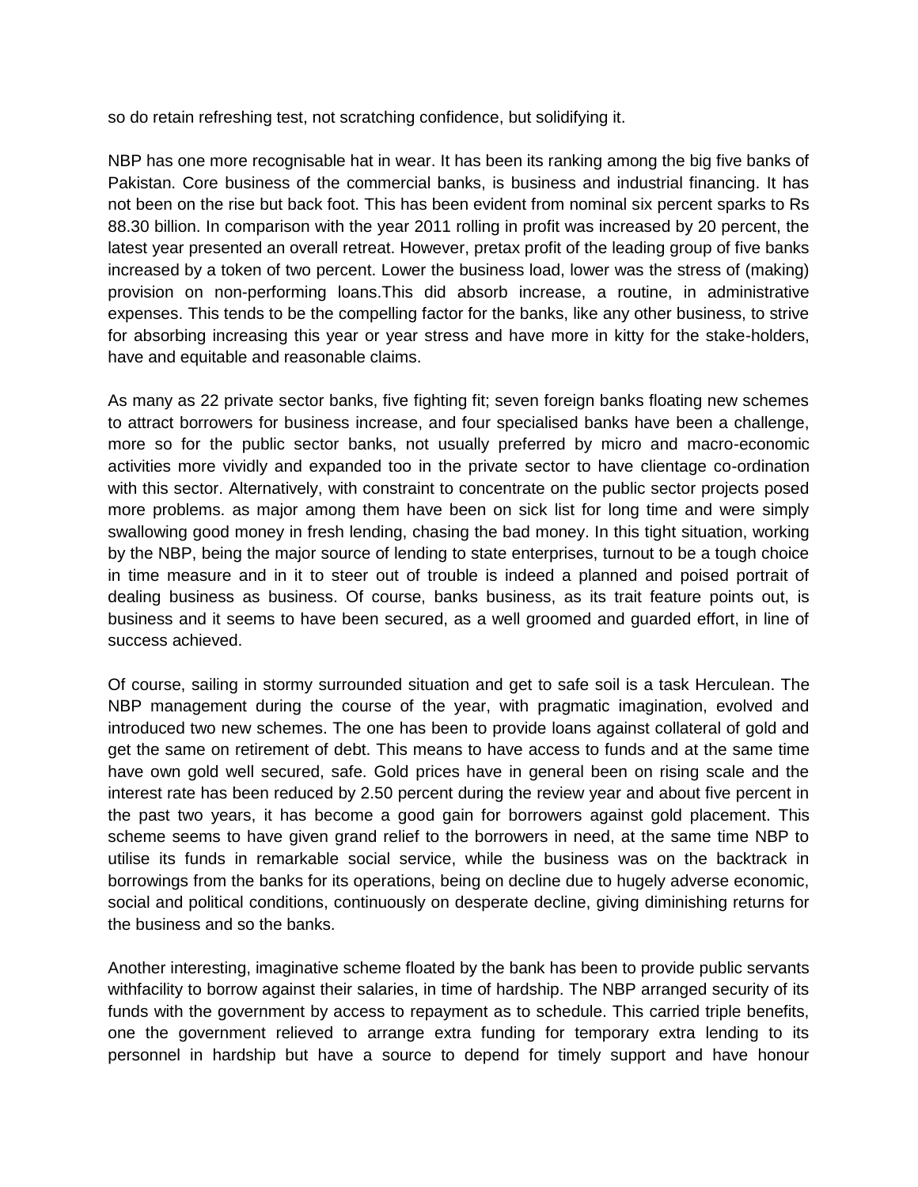so do retain refreshing test, not scratching confidence, but solidifying it.

NBP has one more recognisable hat in wear. It has been its ranking among the big five banks of Pakistan. Core business of the commercial banks, is business and industrial financing. It has not been on the rise but back foot. This has been evident from nominal six percent sparks to Rs 88.30 billion. In comparison with the year 2011 rolling in profit was increased by 20 percent, the latest year presented an overall retreat. However, pretax profit of the leading group of five banks increased by a token of two percent. Lower the business load, lower was the stress of (making) provision on non-performing loans.This did absorb increase, a routine, in administrative expenses. This tends to be the compelling factor for the banks, like any other business, to strive for absorbing increasing this year or year stress and have more in kitty for the stake-holders, have and equitable and reasonable claims.

As many as 22 private sector banks, five fighting fit; seven foreign banks floating new schemes to attract borrowers for business increase, and four specialised banks have been a challenge, more so for the public sector banks, not usually preferred by micro and macro-economic activities more vividly and expanded too in the private sector to have clientage co-ordination with this sector. Alternatively, with constraint to concentrate on the public sector projects posed more problems. as major among them have been on sick list for long time and were simply swallowing good money in fresh lending, chasing the bad money. In this tight situation, working by the NBP, being the major source of lending to state enterprises, turnout to be a tough choice in time measure and in it to steer out of trouble is indeed a planned and poised portrait of dealing business as business. Of course, banks business, as its trait feature points out, is business and it seems to have been secured, as a well groomed and guarded effort, in line of success achieved.

Of course, sailing in stormy surrounded situation and get to safe soil is a task Herculean. The NBP management during the course of the year, with pragmatic imagination, evolved and introduced two new schemes. The one has been to provide loans against collateral of gold and get the same on retirement of debt. This means to have access to funds and at the same time have own gold well secured, safe. Gold prices have in general been on rising scale and the interest rate has been reduced by 2.50 percent during the review year and about five percent in the past two years, it has become a good gain for borrowers against gold placement. This scheme seems to have given grand relief to the borrowers in need, at the same time NBP to utilise its funds in remarkable social service, while the business was on the backtrack in borrowings from the banks for its operations, being on decline due to hugely adverse economic, social and political conditions, continuously on desperate decline, giving diminishing returns for the business and so the banks.

Another interesting, imaginative scheme floated by the bank has been to provide public servants withfacility to borrow against their salaries, in time of hardship. The NBP arranged security of its funds with the government by access to repayment as to schedule. This carried triple benefits, one the government relieved to arrange extra funding for temporary extra lending to its personnel in hardship but have a source to depend for timely support and have honour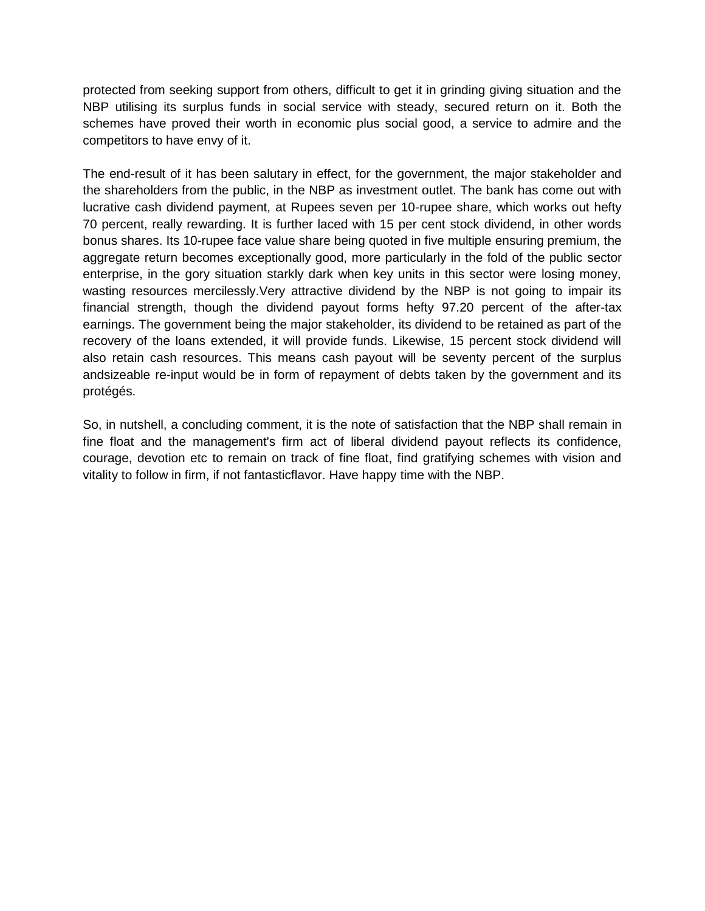protected from seeking support from others, difficult to get it in grinding giving situation and the NBP utilising its surplus funds in social service with steady, secured return on it. Both the schemes have proved their worth in economic plus social good, a service to admire and the competitors to have envy of it.

The end-result of it has been salutary in effect, for the government, the major stakeholder and the shareholders from the public, in the NBP as investment outlet. The bank has come out with lucrative cash dividend payment, at Rupees seven per 10-rupee share, which works out hefty 70 percent, really rewarding. It is further laced with 15 per cent stock dividend, in other words bonus shares. Its 10-rupee face value share being quoted in five multiple ensuring premium, the aggregate return becomes exceptionally good, more particularly in the fold of the public sector enterprise, in the gory situation starkly dark when key units in this sector were losing money, wasting resources mercilessly.Very attractive dividend by the NBP is not going to impair its financial strength, though the dividend payout forms hefty 97.20 percent of the after-tax earnings. The government being the major stakeholder, its dividend to be retained as part of the recovery of the loans extended, it will provide funds. Likewise, 15 percent stock dividend will also retain cash resources. This means cash payout will be seventy percent of the surplus andsizeable re-input would be in form of repayment of debts taken by the government and its protégés.

So, in nutshell, a concluding comment, it is the note of satisfaction that the NBP shall remain in fine float and the management's firm act of liberal dividend payout reflects its confidence, courage, devotion etc to remain on track of fine float, find gratifying schemes with vision and vitality to follow in firm, if not fantasticflavor. Have happy time with the NBP.